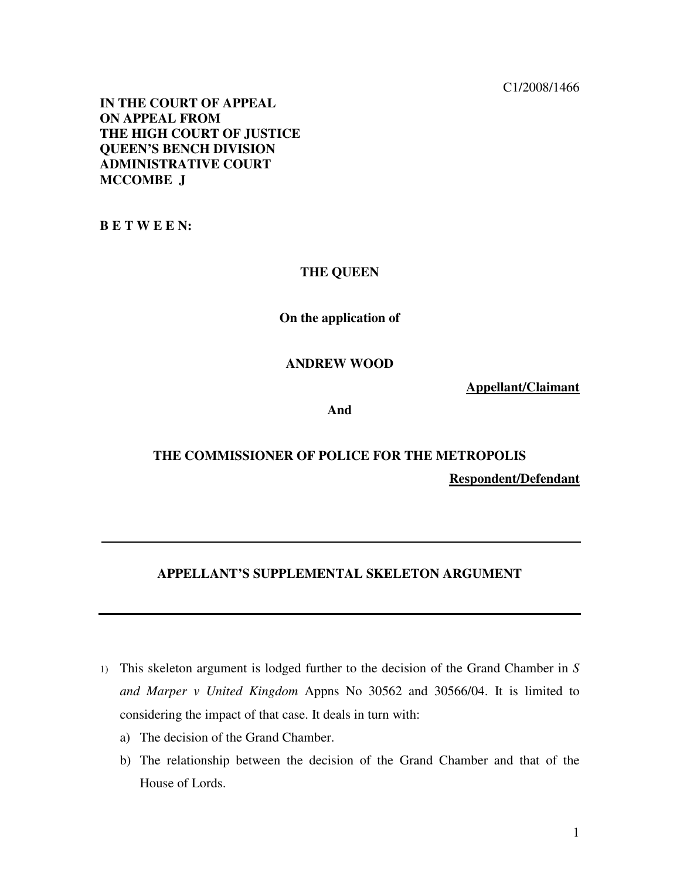C1/2008/1466

**IN THE COURT OF APPEAL**
**ON APPEAL FROM**
**THE HIGH COURT OF JUSTICE**
**QUEEN'S BENCH DIVISION**
**ADMINISTRATIVE COURT**
**MCCOMBE J**

**B E T W E E N:**

**THE QUEEN**

**On the application of**

**ANDREW WOOD**

**Appellant/Claimant**

**And**

**THE COMMISSIONER OF POLICE FOR THE METROPOLIS**

**Respondent/Defendant**

---

## APPELLANT'S SUPPLEMENTAL SKELETON ARGUMENT

---

1) This skeleton argument is lodged further to the decision of the Grand Chamber in *S and Marper v United Kingdom* Appns No 30562 and 30566/04. It is limited to considering the impact of that case. It deals in turn with:
   a) The decision of the Grand Chamber.
   b) The relationship between the decision of the Grand Chamber and that of the House of Lords.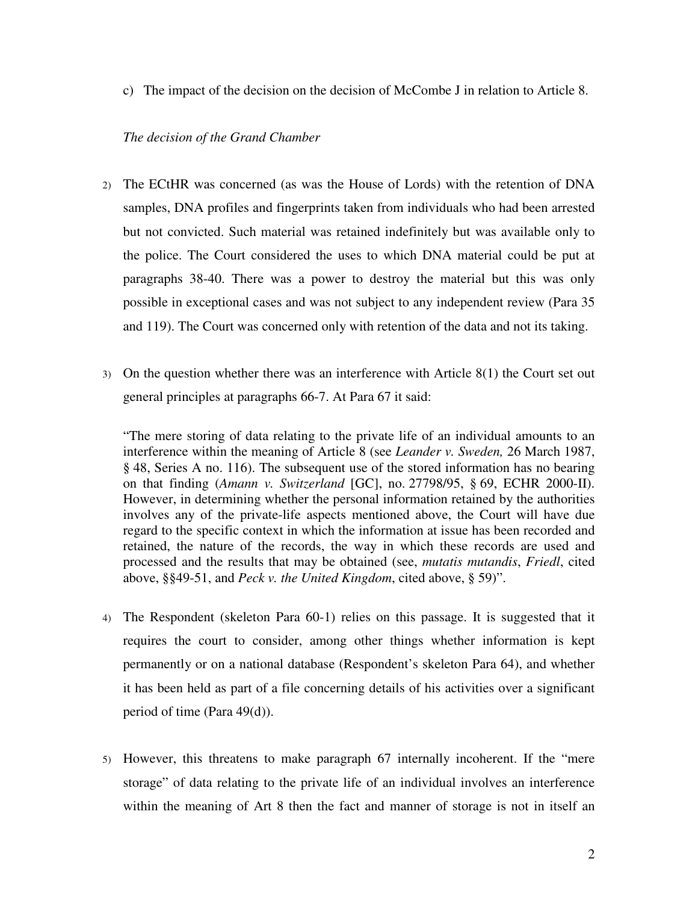c) The impact of the decision on the decision of McCombe J in relation to Article 8.

*The decision of the Grand Chamber*

2) The ECtHR was concerned (as was the House of Lords) with the retention of DNA samples, DNA profiles and fingerprints taken from individuals who had been arrested but not convicted. Such material was retained indefinitely but was available only to the police. The Court considered the uses to which DNA material could be put at paragraphs 38-40. There was a power to destroy the material but this was only possible in exceptional cases and was not subject to any independent review (Para 35 and 119). The Court was concerned only with retention of the data and not its taking.

3) On the question whether there was an interference with Article 8(1) the Court set out general principles at paragraphs 66-7. At Para 67 it said:

> "The mere storing of data relating to the private life of an individual amounts to an interference within the meaning of Article 8 (see *Leander v. Sweden,* 26 March 1987, § 48, Series A no. 116). The subsequent use of the stored information has no bearing on that finding (*Amann v. Switzerland* [GC], no. 27798/95, § 69, ECHR 2000-II). However, in determining whether the personal information retained by the authorities involves any of the private-life aspects mentioned above, the Court will have due regard to the specific context in which the information at issue has been recorded and retained, the nature of the records, the way in which these records are used and processed and the results that may be obtained (see, *mutatis mutandis*, *Friedl*, cited above, §§49-51, and *Peck v. the United Kingdom*, cited above, § 59)".

4) The Respondent (skeleton Para 60-1) relies on this passage. It is suggested that it requires the court to consider, among other things whether information is kept permanently or on a national database (Respondent's skeleton Para 64), and whether it has been held as part of a file concerning details of his activities over a significant period of time (Para 49(d)).

5) However, this threatens to make paragraph 67 internally incoherent. If the "mere storage" of data relating to the private life of an individual involves an interference within the meaning of Art 8 then the fact and manner of storage is not in itself an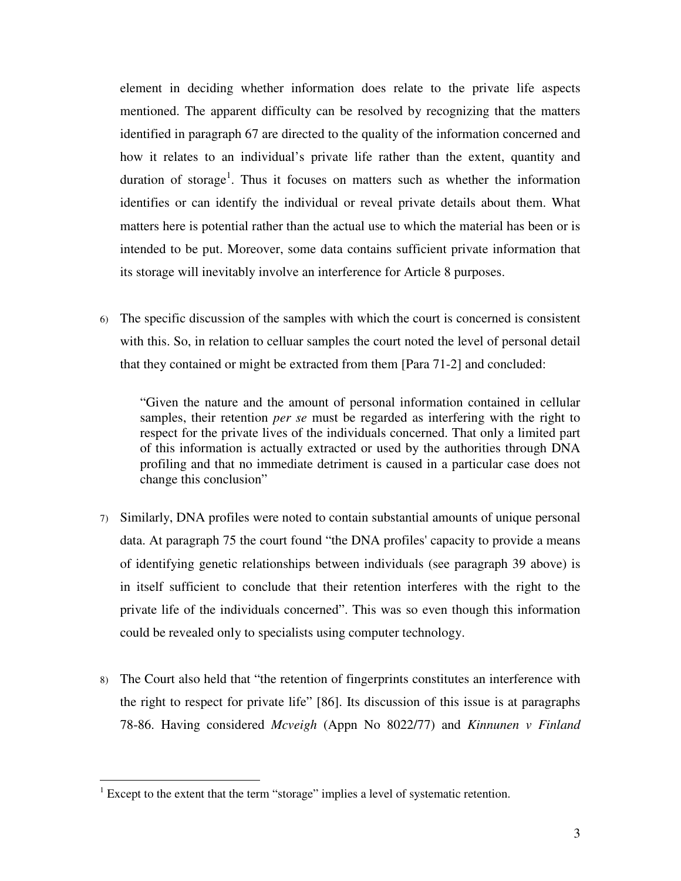element in deciding whether information does relate to the private life aspects mentioned. The apparent difficulty can be resolved by recognizing that the matters identified in paragraph 67 are directed to the quality of the information concerned and how it relates to an individual's private life rather than the extent, quantity and duration of storage[1]. Thus it focuses on matters such as whether the information identifies or can identify the individual or reveal private details about them. What matters here is potential rather than the actual use to which the material has been or is intended to be put. Moreover, some data contains sufficient private information that its storage will inevitably involve an interference for Article 8 purposes.

6) The specific discussion of the samples with which the court is concerned is consistent with this. So, in relation to celluar samples the court noted the level of personal detail that they contained or might be extracted from them [Para 71-2] and concluded:

> "Given the nature and the amount of personal information contained in cellular samples, their retention *per se* must be regarded as interfering with the right to respect for the private lives of the individuals concerned. That only a limited part of this information is actually extracted or used by the authorities through DNA profiling and that no immediate detriment is caused in a particular case does not change this conclusion"

7) Similarly, DNA profiles were noted to contain substantial amounts of unique personal data. At paragraph 75 the court found "the DNA profiles' capacity to provide a means of identifying genetic relationships between individuals (see paragraph 39 above) is in itself sufficient to conclude that their retention interferes with the right to the private life of the individuals concerned". This was so even though this information could be revealed only to specialists using computer technology.

8) The Court also held that "the retention of fingerprints constitutes an interference with the right to respect for private life" [86]. Its discussion of this issue is at paragraphs 78-86. Having considered *Mcveigh* (Appn No 8022/77) and *Kinnunen v Finland*

---

[1] Except to the extent that the term "storage" implies a level of systematic retention.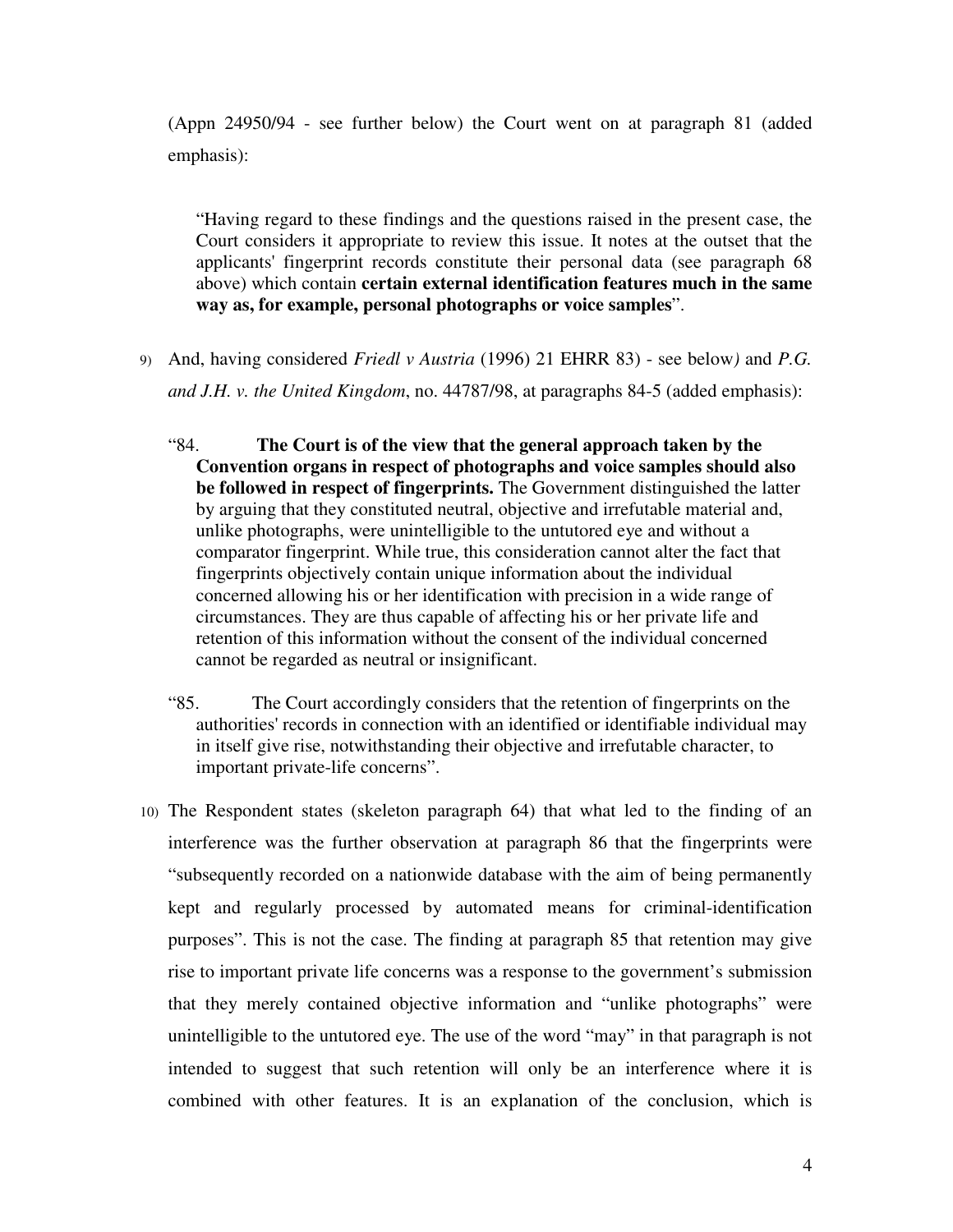(Appn 24950/94 - see further below) the Court went on at paragraph 81 (added emphasis):

> "Having regard to these findings and the questions raised in the present case, the Court considers it appropriate to review this issue. It notes at the outset that the applicants' fingerprint records constitute their personal data (see paragraph 68 above) which contain **certain external identification features much in the same way as, for example, personal photographs or voice samples**".

9) And, having considered *Friedl v Austria* (1996) 21 EHRR 83) - see below*)* and *P.G. and J.H. v. the United Kingdom*, no. 44787/98, at paragraphs 84-5 (added emphasis):

> "84. **The Court is of the view that the general approach taken by the Convention organs in respect of photographs and voice samples should also be followed in respect of fingerprints.** The Government distinguished the latter by arguing that they constituted neutral, objective and irrefutable material and, unlike photographs, were unintelligible to the untutored eye and without a comparator fingerprint. While true, this consideration cannot alter the fact that fingerprints objectively contain unique information about the individual concerned allowing his or her identification with precision in a wide range of circumstances. They are thus capable of affecting his or her private life and retention of this information without the consent of the individual concerned cannot be regarded as neutral or insignificant.
>
> "85. The Court accordingly considers that the retention of fingerprints on the authorities' records in connection with an identified or identifiable individual may in itself give rise, notwithstanding their objective and irrefutable character, to important private-life concerns".

10) The Respondent states (skeleton paragraph 64) that what led to the finding of an interference was the further observation at paragraph 86 that the fingerprints were "subsequently recorded on a nationwide database with the aim of being permanently kept and regularly processed by automated means for criminal-identification purposes". This is not the case. The finding at paragraph 85 that retention may give rise to important private life concerns was a response to the government's submission that they merely contained objective information and "unlike photographs" were unintelligible to the untutored eye. The use of the word "may" in that paragraph is not intended to suggest that such retention will only be an interference where it is combined with other features. It is an explanation of the conclusion, which is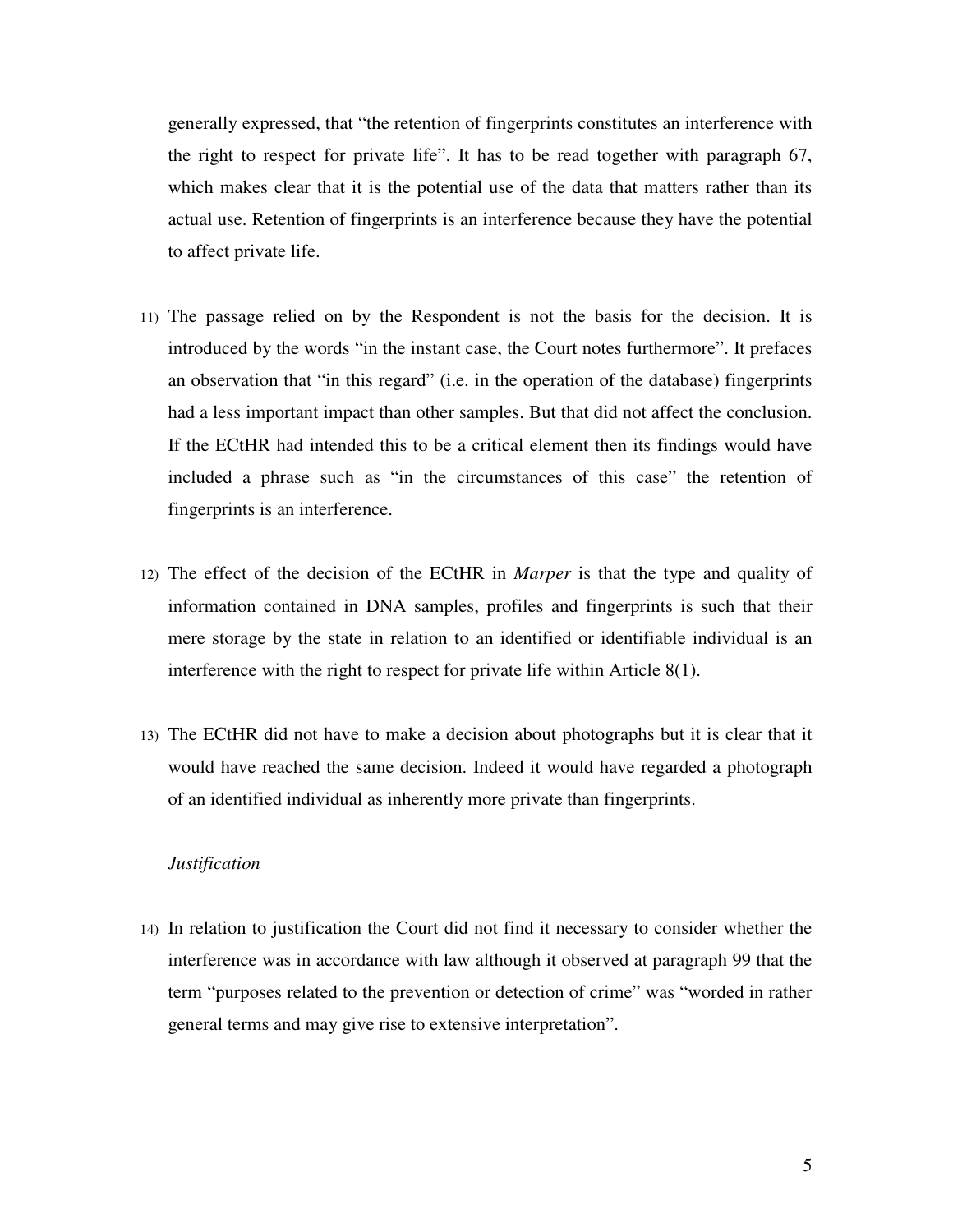generally expressed, that "the retention of fingerprints constitutes an interference with the right to respect for private life". It has to be read together with paragraph 67, which makes clear that it is the potential use of the data that matters rather than its actual use. Retention of fingerprints is an interference because they have the potential to affect private life.

11) The passage relied on by the Respondent is not the basis for the decision. It is introduced by the words "in the instant case, the Court notes furthermore". It prefaces an observation that "in this regard" (i.e. in the operation of the database) fingerprints had a less important impact than other samples. But that did not affect the conclusion. If the ECtHR had intended this to be a critical element then its findings would have included a phrase such as "in the circumstances of this case" the retention of fingerprints is an interference.

12) The effect of the decision of the ECtHR in *Marper* is that the type and quality of information contained in DNA samples, profiles and fingerprints is such that their mere storage by the state in relation to an identified or identifiable individual is an interference with the right to respect for private life within Article 8(1).

13) The ECtHR did not have to make a decision about photographs but it is clear that it would have reached the same decision. Indeed it would have regarded a photograph of an identified individual as inherently more private than fingerprints.

*Justification*

14) In relation to justification the Court did not find it necessary to consider whether the interference was in accordance with law although it observed at paragraph 99 that the term "purposes related to the prevention or detection of crime" was "worded in rather general terms and may give rise to extensive interpretation".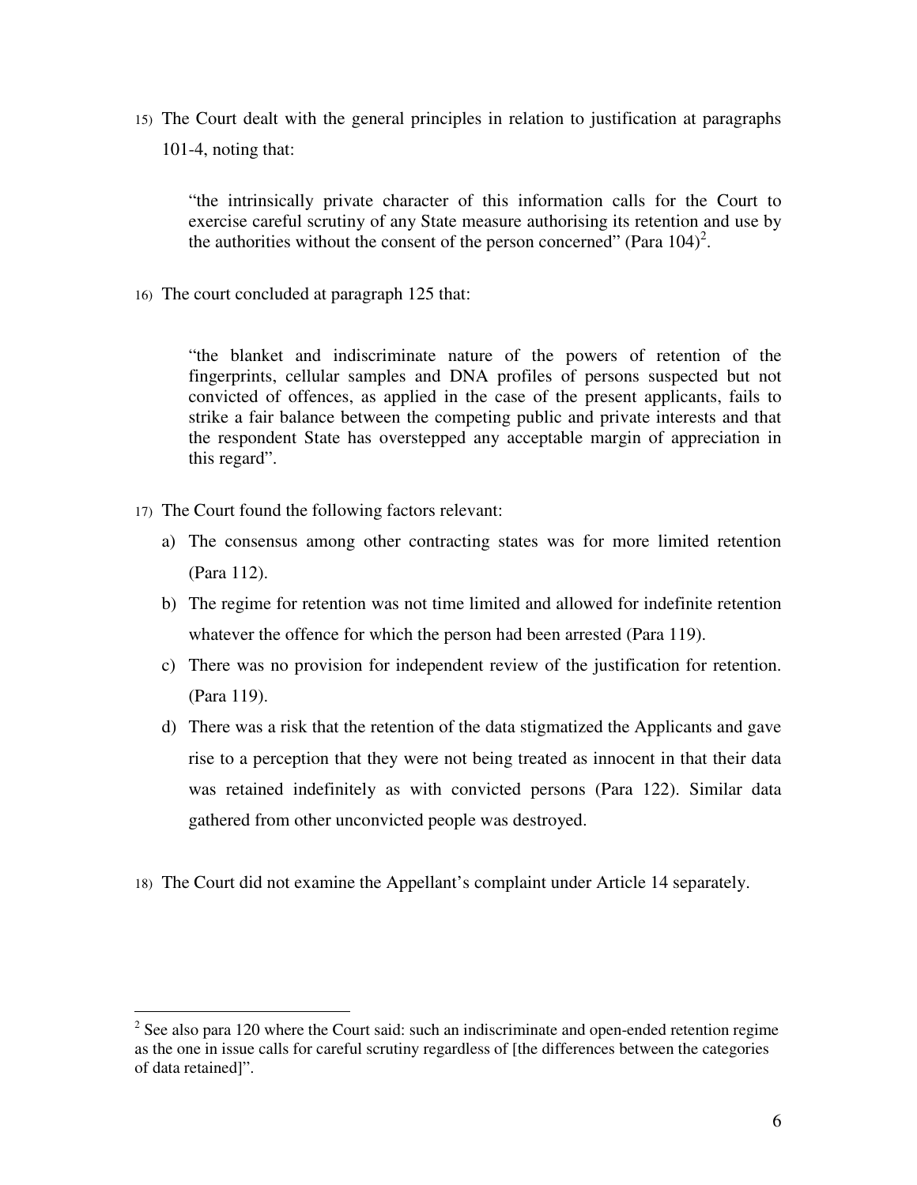15) The Court dealt with the general principles in relation to justification at paragraphs 101-4, noting that:

> "the intrinsically private character of this information calls for the Court to exercise careful scrutiny of any State measure authorising its retention and use by the authorities without the consent of the person concerned" (Para 104)[2].

16) The court concluded at paragraph 125 that:

> "the blanket and indiscriminate nature of the powers of retention of the fingerprints, cellular samples and DNA profiles of persons suspected but not convicted of offences, as applied in the case of the present applicants, fails to strike a fair balance between the competing public and private interests and that the respondent State has overstepped any acceptable margin of appreciation in this regard".

17) The Court found the following factors relevant:

   a) The consensus among other contracting states was for more limited retention (Para 112).

   b) The regime for retention was not time limited and allowed for indefinite retention whatever the offence for which the person had been arrested (Para 119).

   c) There was no provision for independent review of the justification for retention. (Para 119).

   d) There was a risk that the retention of the data stigmatized the Applicants and gave rise to a perception that they were not being treated as innocent in that their data was retained indefinitely as with convicted persons (Para 122). Similar data gathered from other unconvicted people was destroyed.

18) The Court did not examine the Appellant's complaint under Article 14 separately.

---

[2] See also para 120 where the Court said: such an indiscriminate and open-ended retention regime as the one in issue calls for careful scrutiny regardless of [the differences between the categories of data retained]".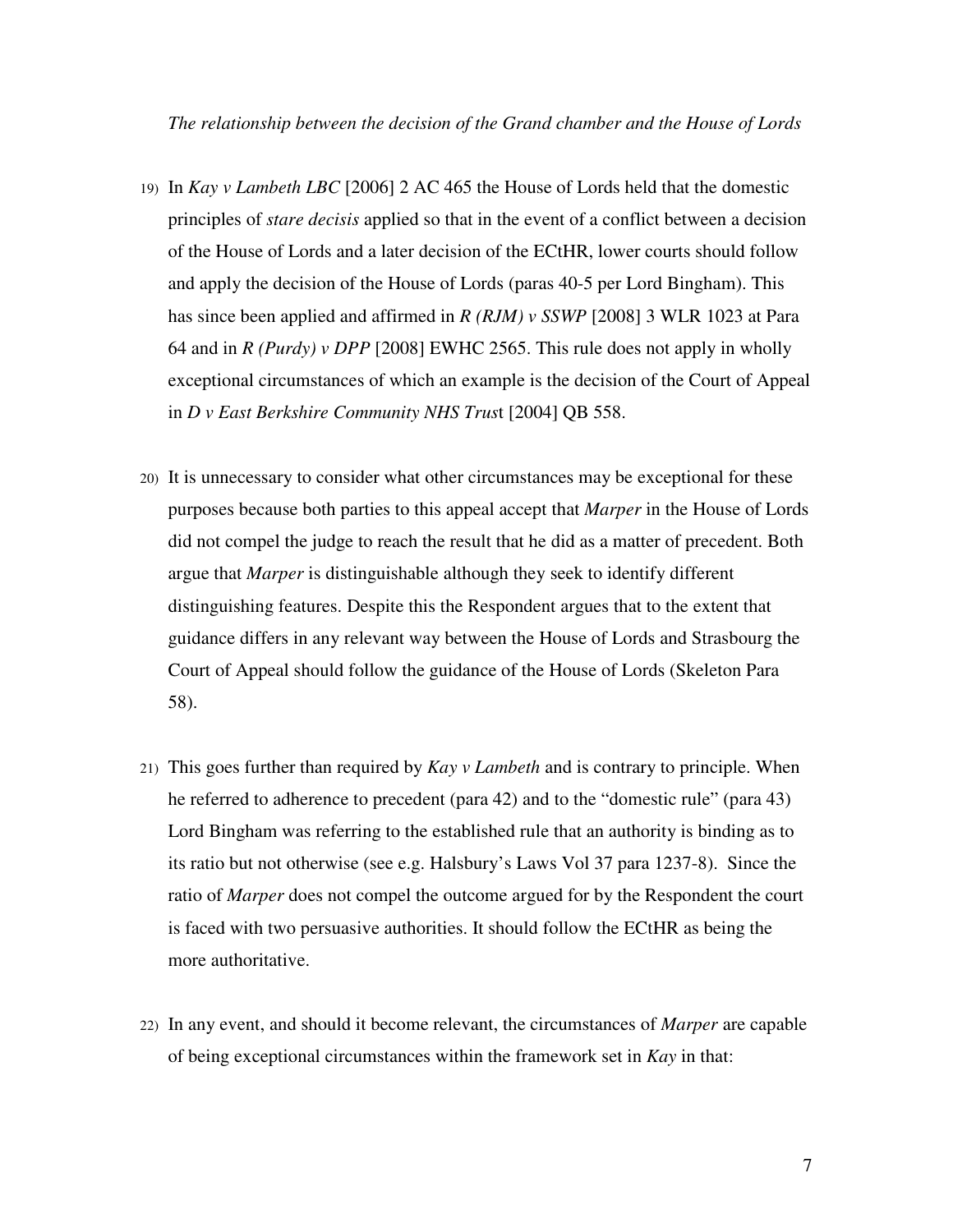*The relationship between the decision of the Grand chamber and the House of Lords*

19) In *Kay v Lambeth LBC* [2006] 2 AC 465 the House of Lords held that the domestic principles of *stare decisis* applied so that in the event of a conflict between a decision of the House of Lords and a later decision of the ECtHR, lower courts should follow and apply the decision of the House of Lords (paras 40-5 per Lord Bingham). This has since been applied and affirmed in *R (RJM) v SSWP* [2008] 3 WLR 1023 at Para 64 and in *R (Purdy) v DPP* [2008] EWHC 2565. This rule does not apply in wholly exceptional circumstances of which an example is the decision of the Court of Appeal in *D v East Berkshire Community NHS Trust* [2004] QB 558.

20) It is unnecessary to consider what other circumstances may be exceptional for these purposes because both parties to this appeal accept that *Marper* in the House of Lords did not compel the judge to reach the result that he did as a matter of precedent. Both argue that *Marper* is distinguishable although they seek to identify different distinguishing features. Despite this the Respondent argues that to the extent that guidance differs in any relevant way between the House of Lords and Strasbourg the Court of Appeal should follow the guidance of the House of Lords (Skeleton Para 58).

21) This goes further than required by *Kay v Lambeth* and is contrary to principle. When he referred to adherence to precedent (para 42) and to the "domestic rule" (para 43) Lord Bingham was referring to the established rule that an authority is binding as to its ratio but not otherwise (see e.g. Halsbury's Laws Vol 37 para 1237-8). Since the ratio of *Marper* does not compel the outcome argued for by the Respondent the court is faced with two persuasive authorities. It should follow the ECtHR as being the more authoritative.

22) In any event, and should it become relevant, the circumstances of *Marper* are capable of being exceptional circumstances within the framework set in *Kay* in that: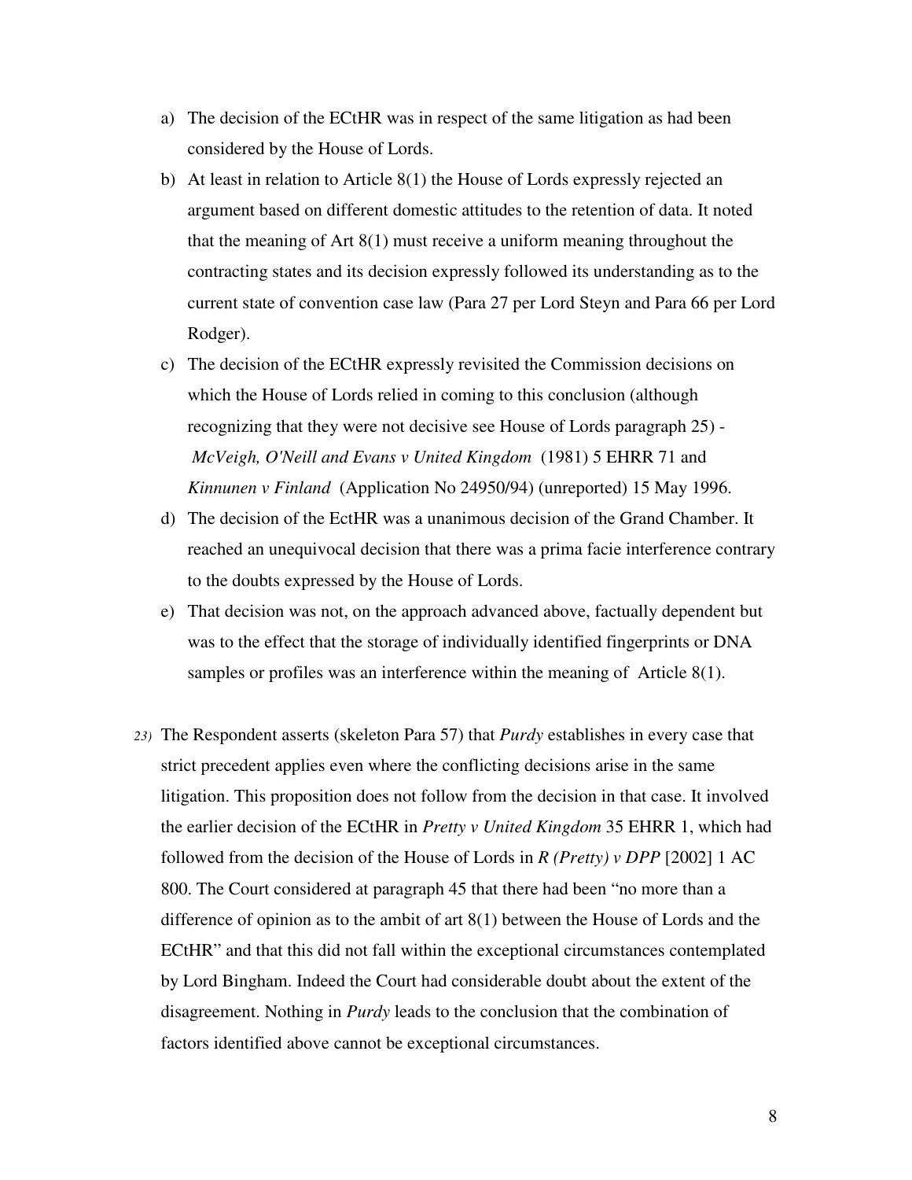a) The decision of the ECtHR was in respect of the same litigation as had been considered by the House of Lords.
b) At least in relation to Article 8(1) the House of Lords expressly rejected an argument based on different domestic attitudes to the retention of data. It noted that the meaning of Art 8(1) must receive a uniform meaning throughout the contracting states and its decision expressly followed its understanding as to the current state of convention case law (Para 27 per Lord Steyn and Para 66 per Lord Rodger).
c) The decision of the ECtHR expressly revisited the Commission decisions on which the House of Lords relied in coming to this conclusion (although recognizing that they were not decisive see House of Lords paragraph 25) - *McVeigh, O'Neill and Evans v United Kingdom* (1981) 5 EHRR 71 and *Kinnunen v Finland* (Application No 24950/94) (unreported) 15 May 1996.
d) The decision of the EctHR was a unanimous decision of the Grand Chamber. It reached an unequivocal decision that there was a prima facie interference contrary to the doubts expressed by the House of Lords.
e) That decision was not, on the approach advanced above, factually dependent but was to the effect that the storage of individually identified fingerprints or DNA samples or profiles was an interference within the meaning of Article 8(1).

23) The Respondent asserts (skeleton Para 57) that *Purdy* establishes in every case that strict precedent applies even where the conflicting decisions arise in the same litigation. This proposition does not follow from the decision in that case. It involved the earlier decision of the ECtHR in *Pretty v United Kingdom* 35 EHRR 1, which had followed from the decision of the House of Lords in *R (Pretty) v DPP* [2002] 1 AC 800. The Court considered at paragraph 45 that there had been "no more than a difference of opinion as to the ambit of art 8(1) between the House of Lords and the ECtHR" and that this did not fall within the exceptional circumstances contemplated by Lord Bingham. Indeed the Court had considerable doubt about the extent of the disagreement. Nothing in *Purdy* leads to the conclusion that the combination of factors identified above cannot be exceptional circumstances.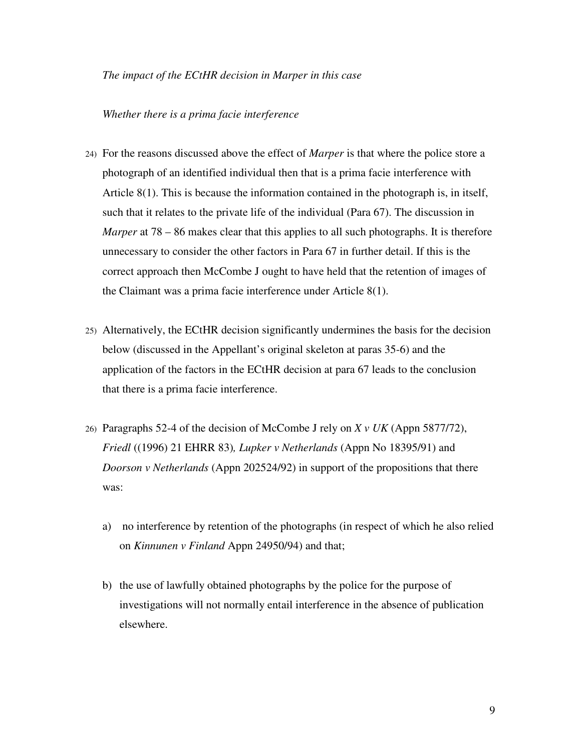*The impact of the ECtHR decision in Marper in this case*

*Whether there is a prima facie interference*

24) For the reasons discussed above the effect of *Marper* is that where the police store a photograph of an identified individual then that is a prima facie interference with Article 8(1). This is because the information contained in the photograph is, in itself, such that it relates to the private life of the individual (Para 67). The discussion in *Marper* at 78 – 86 makes clear that this applies to all such photographs. It is therefore unnecessary to consider the other factors in Para 67 in further detail. If this is the correct approach then McCombe J ought to have held that the retention of images of the Claimant was a prima facie interference under Article 8(1).

25) Alternatively, the ECtHR decision significantly undermines the basis for the decision below (discussed in the Appellant's original skeleton at paras 35-6) and the application of the factors in the ECtHR decision at para 67 leads to the conclusion that there is a prima facie interference.

26) Paragraphs 52-4 of the decision of McCombe J rely on *X v UK* (Appn 5877/72), *Friedl* ((1996) 21 EHRR 83)*, Lupker v Netherlands* (Appn No 18395/91) and *Doorson v Netherlands* (Appn 202524/92) in support of the propositions that there was:

   a) no interference by retention of the photographs (in respect of which he also relied on *Kinnunen v Finland* Appn 24950/94) and that;

   b) the use of lawfully obtained photographs by the police for the purpose of investigations will not normally entail interference in the absence of publication elsewhere.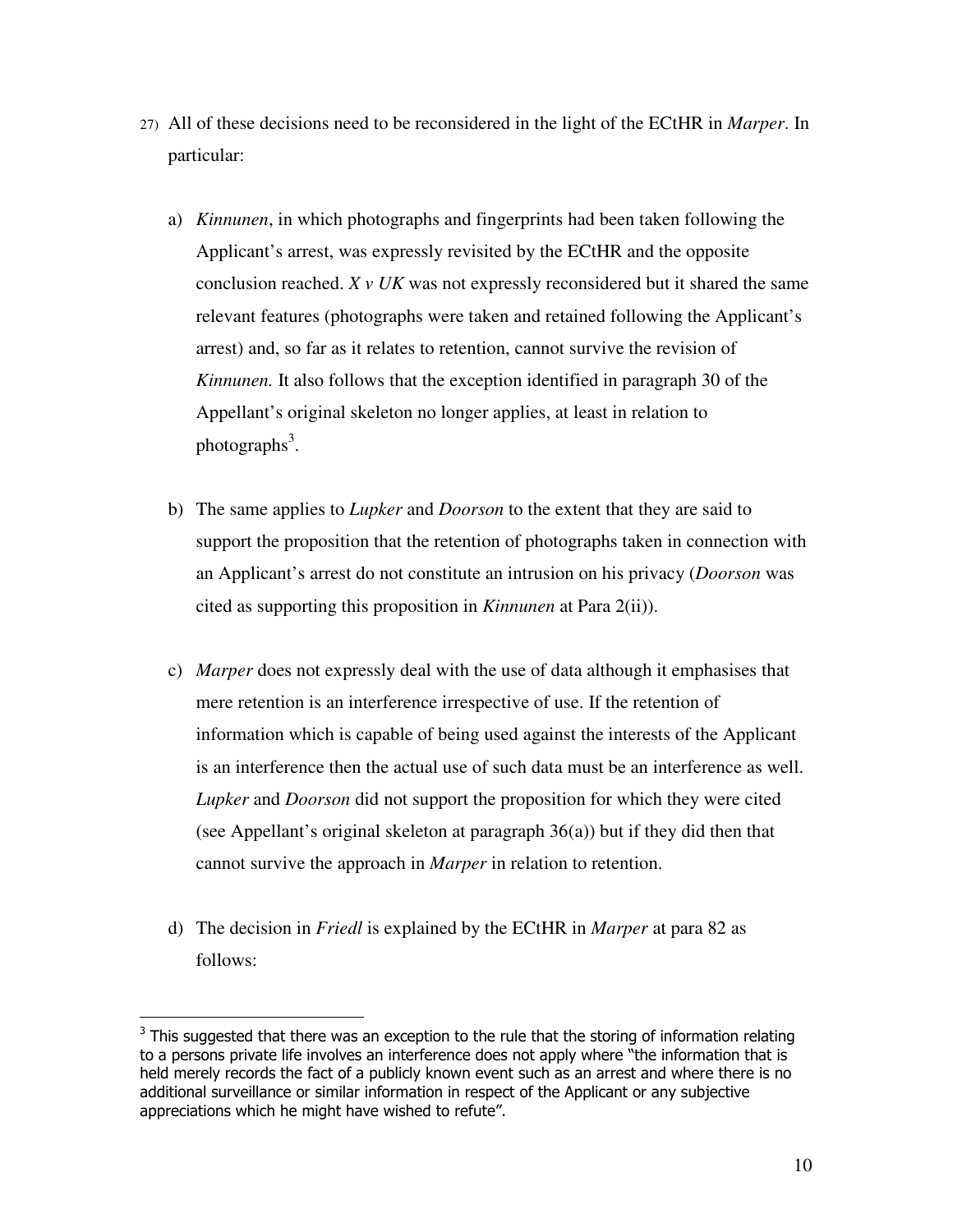27) All of these decisions need to be reconsidered in the light of the ECtHR in *Marper*. In particular:

   a) *Kinnunen*, in which photographs and fingerprints had been taken following the Applicant's arrest, was expressly revisited by the ECtHR and the opposite conclusion reached. *X v UK* was not expressly reconsidered but it shared the same relevant features (photographs were taken and retained following the Applicant's arrest) and, so far as it relates to retention, cannot survive the revision of *Kinnunen.* It also follows that the exception identified in paragraph 30 of the Appellant's original skeleton no longer applies, at least in relation to photographs[3].

   b) The same applies to *Lupker* and *Doorson* to the extent that they are said to support the proposition that the retention of photographs taken in connection with an Applicant's arrest do not constitute an intrusion on his privacy (*Doorson* was cited as supporting this proposition in *Kinnunen* at Para 2(ii)).

   c) *Marper* does not expressly deal with the use of data although it emphasises that mere retention is an interference irrespective of use. If the retention of information which is capable of being used against the interests of the Applicant is an interference then the actual use of such data must be an interference as well. *Lupker* and *Doorson* did not support the proposition for which they were cited (see Appellant's original skeleton at paragraph 36(a)) but if they did then that cannot survive the approach in *Marper* in relation to retention.

   d) The decision in *Friedl* is explained by the ECtHR in *Marper* at para 82 as follows:

---

[3] This suggested that there was an exception to the rule that the storing of information relating to a persons private life involves an interference does not apply where "the information that is held merely records the fact of a publicly known event such as an arrest and where there is no additional surveillance or similar information in respect of the Applicant or any subjective appreciations which he might have wished to refute".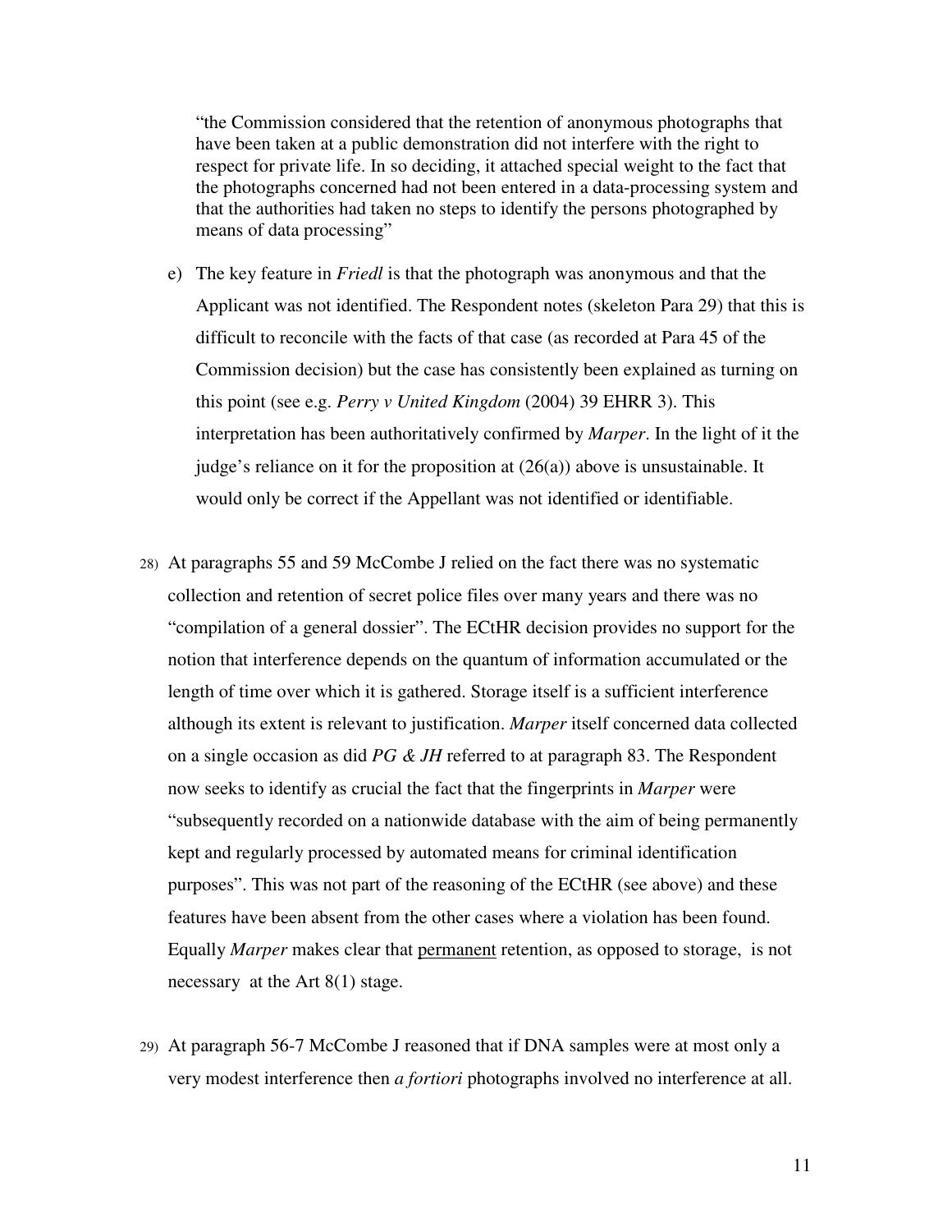"the Commission considered that the retention of anonymous photographs that have been taken at a public demonstration did not interfere with the right to respect for private life. In so deciding, it attached special weight to the fact that the photographs concerned had not been entered in a data-processing system and that the authorities had taken no steps to identify the persons photographed by means of data processing"

e) The key feature in *Friedl* is that the photograph was anonymous and that the Applicant was not identified. The Respondent notes (skeleton Para 29) that this is difficult to reconcile with the facts of that case (as recorded at Para 45 of the Commission decision) but the case has consistently been explained as turning on this point (see e.g. *Perry v United Kingdom* (2004) 39 EHRR 3). This interpretation has been authoritatively confirmed by *Marper*. In the light of it the judge's reliance on it for the proposition at (26(a)) above is unsustainable. It would only be correct if the Appellant was not identified or identifiable.

28) At paragraphs 55 and 59 McCombe J relied on the fact there was no systematic collection and retention of secret police files over many years and there was no "compilation of a general dossier". The ECtHR decision provides no support for the notion that interference depends on the quantum of information accumulated or the length of time over which it is gathered. Storage itself is a sufficient interference although its extent is relevant to justification. *Marper* itself concerned data collected on a single occasion as did *PG & JH* referred to at paragraph 83. The Respondent now seeks to identify as crucial the fact that the fingerprints in *Marper* were "subsequently recorded on a nationwide database with the aim of being permanently kept and regularly processed by automated means for criminal identification purposes". This was not part of the reasoning of the ECtHR (see above) and these features have been absent from the other cases where a violation has been found. Equally *Marper* makes clear that <u>permanent</u> retention, as opposed to storage, is not necessary at the Art 8(1) stage.

29) At paragraph 56-7 McCombe J reasoned that if DNA samples were at most only a very modest interference then *a fortiori* photographs involved no interference at all.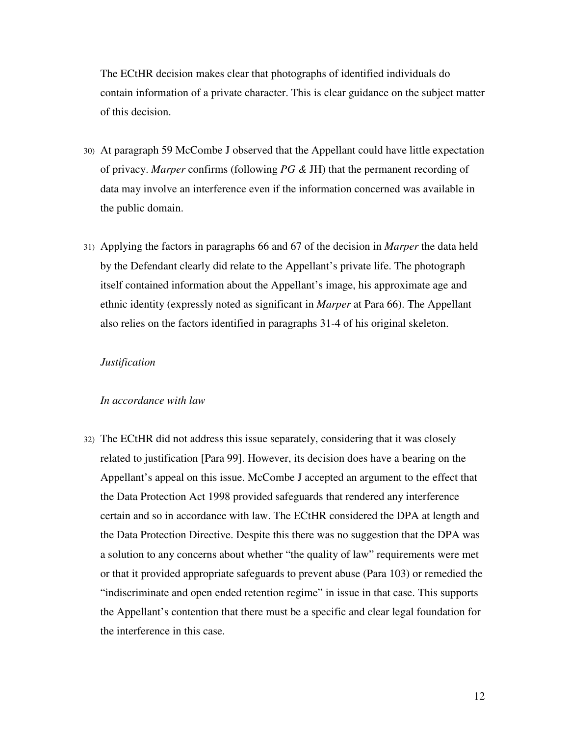The ECtHR decision makes clear that photographs of identified individuals do contain information of a private character. This is clear guidance on the subject matter of this decision.

30) At paragraph 59 McCombe J observed that the Appellant could have little expectation of privacy. *Marper* confirms (following *PG &* JH) that the permanent recording of data may involve an interference even if the information concerned was available in the public domain.

31) Applying the factors in paragraphs 66 and 67 of the decision in *Marper* the data held by the Defendant clearly did relate to the Appellant's private life. The photograph itself contained information about the Appellant's image, his approximate age and ethnic identity (expressly noted as significant in *Marper* at Para 66). The Appellant also relies on the factors identified in paragraphs 31-4 of his original skeleton.

*Justification*

*In accordance with law*

32) The ECtHR did not address this issue separately, considering that it was closely related to justification [Para 99]. However, its decision does have a bearing on the Appellant's appeal on this issue. McCombe J accepted an argument to the effect that the Data Protection Act 1998 provided safeguards that rendered any interference certain and so in accordance with law. The ECtHR considered the DPA at length and the Data Protection Directive. Despite this there was no suggestion that the DPA was a solution to any concerns about whether "the quality of law" requirements were met or that it provided appropriate safeguards to prevent abuse (Para 103) or remedied the "indiscriminate and open ended retention regime" in issue in that case. This supports the Appellant's contention that there must be a specific and clear legal foundation for the interference in this case.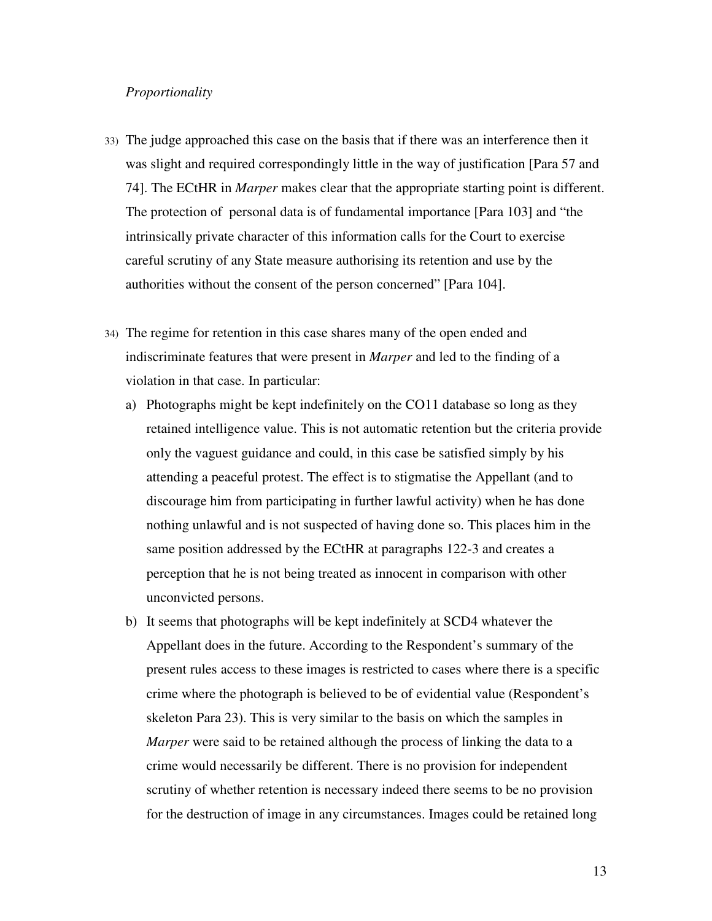*Proportionality*

33) The judge approached this case on the basis that if there was an interference then it was slight and required correspondingly little in the way of justification [Para 57 and 74]. The ECtHR in *Marper* makes clear that the appropriate starting point is different. The protection of personal data is of fundamental importance [Para 103] and "the intrinsically private character of this information calls for the Court to exercise careful scrutiny of any State measure authorising its retention and use by the authorities without the consent of the person concerned" [Para 104].

34) The regime for retention in this case shares many of the open ended and indiscriminate features that were present in *Marper* and led to the finding of a violation in that case. In particular:

   a) Photographs might be kept indefinitely on the CO11 database so long as they retained intelligence value. This is not automatic retention but the criteria provide only the vaguest guidance and could, in this case be satisfied simply by his attending a peaceful protest. The effect is to stigmatise the Appellant (and to discourage him from participating in further lawful activity) when he has done nothing unlawful and is not suspected of having done so. This places him in the same position addressed by the ECtHR at paragraphs 122-3 and creates a perception that he is not being treated as innocent in comparison with other unconvicted persons.

   b) It seems that photographs will be kept indefinitely at SCD4 whatever the Appellant does in the future. According to the Respondent's summary of the present rules access to these images is restricted to cases where there is a specific crime where the photograph is believed to be of evidential value (Respondent's skeleton Para 23). This is very similar to the basis on which the samples in *Marper* were said to be retained although the process of linking the data to a crime would necessarily be different. There is no provision for independent scrutiny of whether retention is necessary indeed there seems to be no provision for the destruction of image in any circumstances. Images could be retained long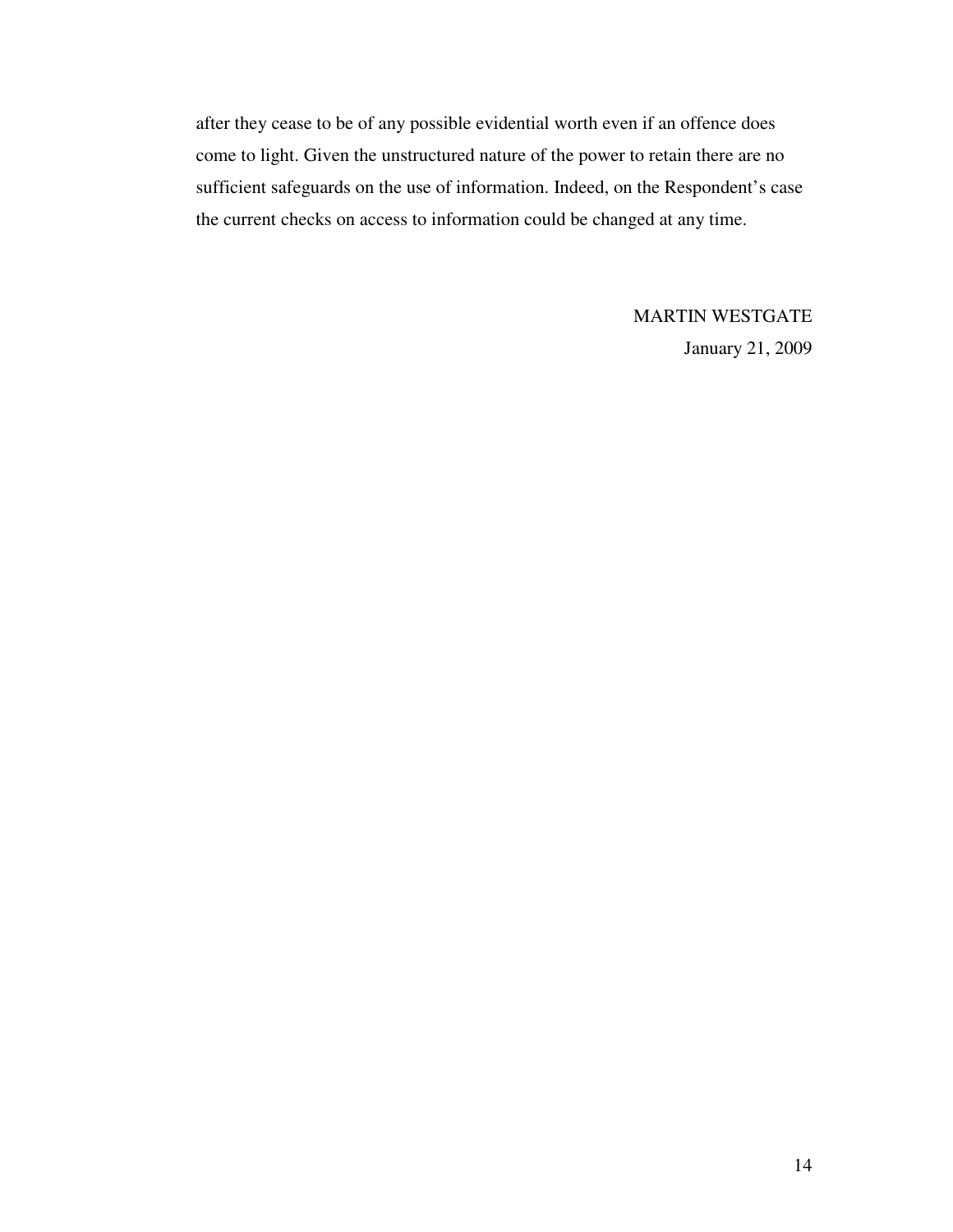after they cease to be of any possible evidential worth even if an offence does come to light. Given the unstructured nature of the power to retain there are no sufficient safeguards on the use of information. Indeed, on the Respondent's case the current checks on access to information could be changed at any time.

MARTIN WESTGATE

January 21, 2009